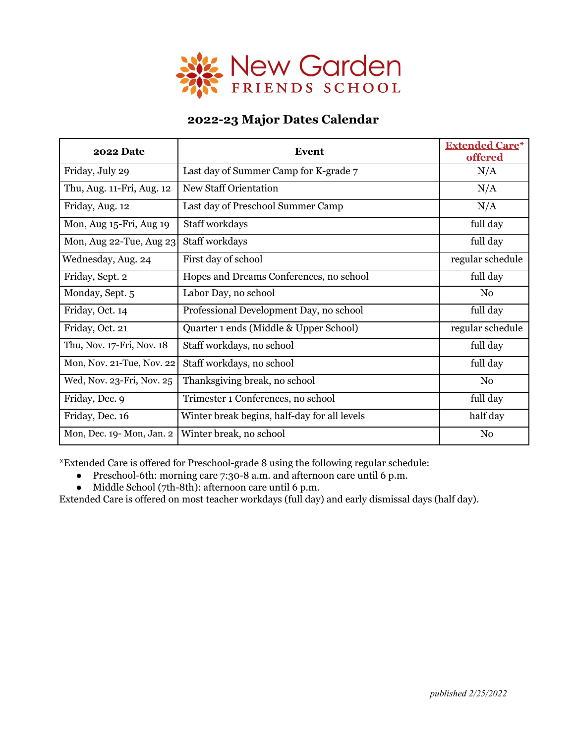# New Garden Friends School

## 2022-23 Major Dates Calendar

| 2022 Date | Event | Extended Care* offered |
|---|---|---|
| Friday, July 29 | Last day of Summer Camp for K-grade 7 | N/A |
| Thu, Aug. 11-Fri, Aug. 12 | New Staff Orientation | N/A |
| Friday, Aug. 12 | Last day of Preschool Summer Camp | N/A |
| Mon, Aug 15-Fri, Aug 19 | Staff workdays | full day |
| Mon, Aug 22-Tue, Aug 23 | Staff workdays | full day |
| Wednesday, Aug. 24 | First day of school | regular schedule |
| Friday, Sept. 2 | Hopes and Dreams Conferences, no school | full day |
| Monday, Sept. 5 | Labor Day, no school | No |
| Friday, Oct. 14 | Professional Development Day, no school | full day |
| Friday, Oct. 21 | Quarter 1 ends (Middle & Upper School) | regular schedule |
| Thu, Nov. 17-Fri, Nov. 18 | Staff workdays, no school | full day |
| Mon, Nov. 21-Tue, Nov. 22 | Staff workdays, no school | full day |
| Wed, Nov. 23-Fri, Nov. 25 | Thanksgiving break, no school | No |
| Friday, Dec. 9 | Trimester 1 Conferences, no school | full day |
| Friday, Dec. 16 | Winter break begins, half-day for all levels | half day |
| Mon, Dec. 19- Mon, Jan. 2 | Winter break, no school | No |

*Extended Care is offered for Preschool-grade 8 using the following regular schedule:

- Preschool-6th: morning care 7:30-8 a.m. and afternoon care until 6 p.m.
- Middle School (7th-8th): afternoon care until 6 p.m.

Extended Care is offered on most teacher workdays (full day) and early dismissal days (half day).

*published 2/25/2022*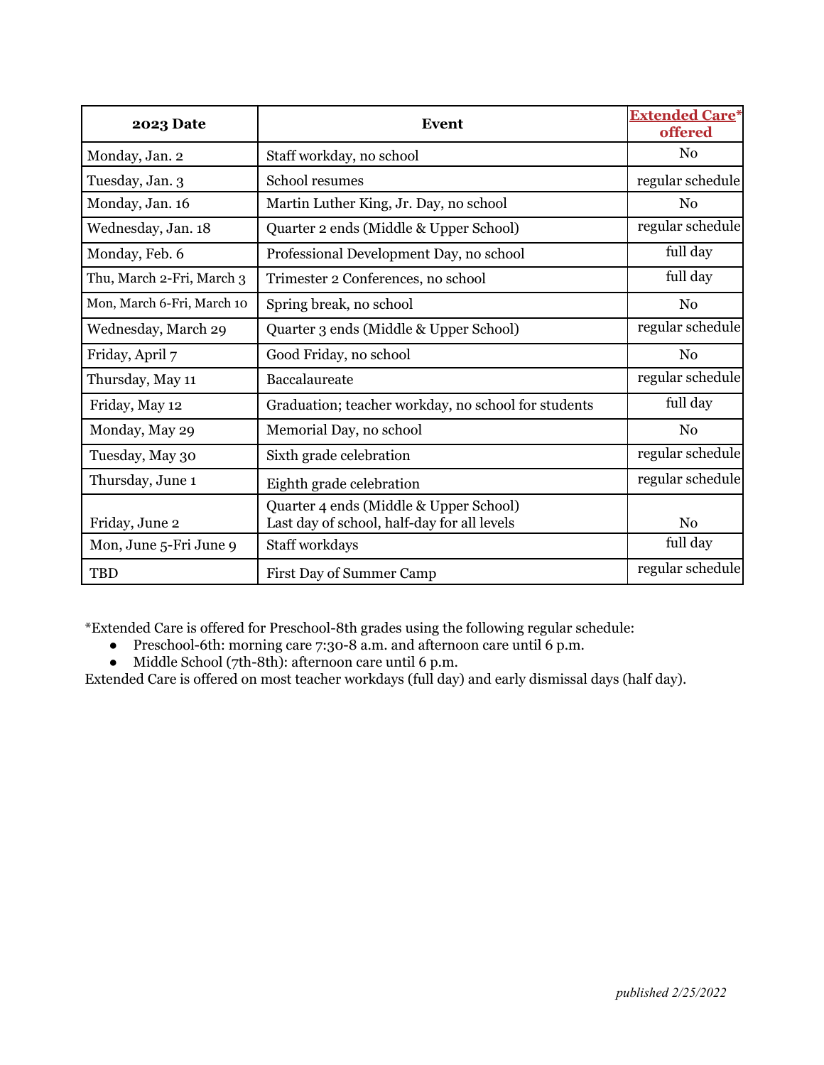| 2023 Date | Event | Extended Care* offered |
|---|---|---|
| Monday, Jan. 2 | Staff workday, no school | No |
| Tuesday, Jan. 3 | School resumes | regular schedule |
| Monday, Jan. 16 | Martin Luther King, Jr. Day, no school | No |
| Wednesday, Jan. 18 | Quarter 2 ends (Middle & Upper School) | regular schedule |
| Monday, Feb. 6 | Professional Development Day, no school | full day |
| Thu, March 2-Fri, March 3 | Trimester 2 Conferences, no school | full day |
| Mon, March 6-Fri, March 10 | Spring break, no school | No |
| Wednesday, March 29 | Quarter 3 ends (Middle & Upper School) | regular schedule |
| Friday, April 7 | Good Friday, no school | No |
| Thursday, May 11 | Baccalaureate | regular schedule |
| Friday, May 12 | Graduation; teacher workday, no school for students | full day |
| Monday, May 29 | Memorial Day, no school | No |
| Tuesday, May 30 | Sixth grade celebration | regular schedule |
| Thursday, June 1 | Eighth grade celebration | regular schedule |
| Friday, June 2 | Quarter 4 ends (Middle & Upper School)<br>Last day of school, half-day for all levels | No |
| Mon, June 5-Fri June 9 | Staff workdays | full day |
| TBD | First Day of Summer Camp | regular schedule |

*Extended Care is offered for Preschool-8th grades using the following regular schedule:

- Preschool-6th: morning care 7:30-8 a.m. and afternoon care until 6 p.m.
- Middle School (7th-8th): afternoon care until 6 p.m.

Extended Care is offered on most teacher workdays (full day) and early dismissal days (half day).

*published 2/25/2022*